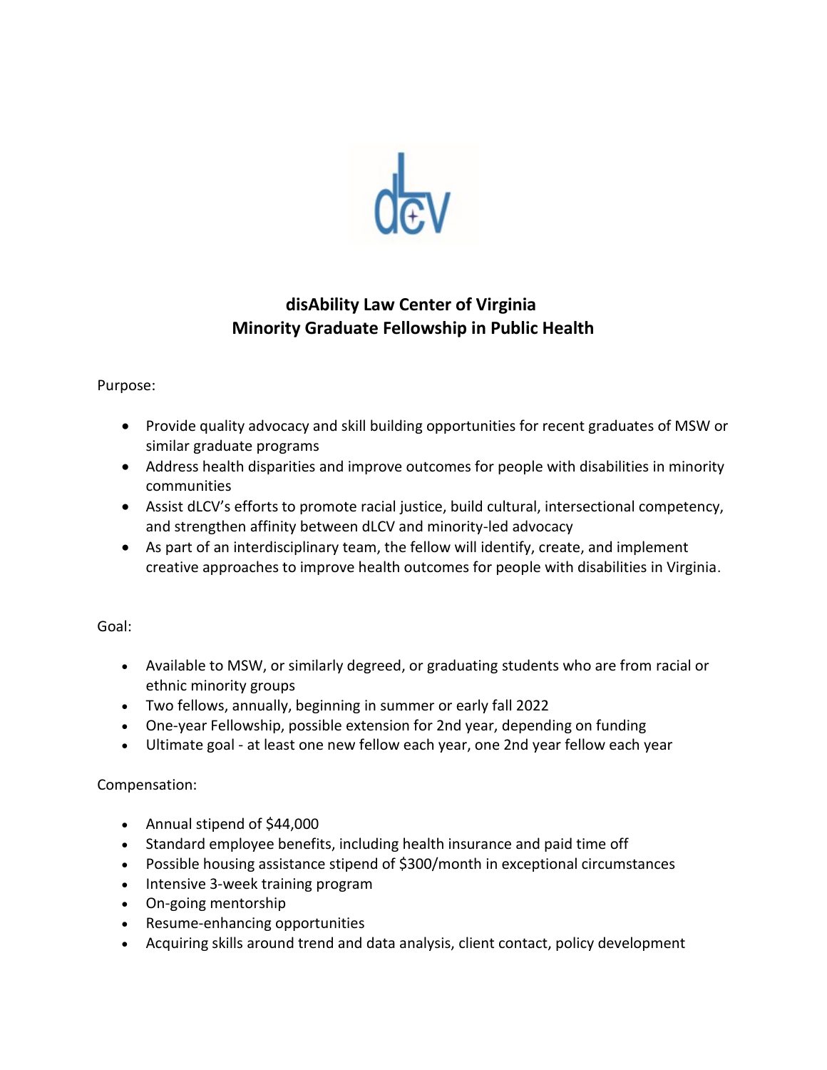# disAbility Law Center of Virginia
## Minority Graduate Fellowship in Public Health

Purpose:

- Provide quality advocacy and skill building opportunities for recent graduates of MSW or similar graduate programs
- Address health disparities and improve outcomes for people with disabilities in minority communities
- Assist dLCV's efforts to promote racial justice, build cultural, intersectional competency, and strengthen affinity between dLCV and minority-led advocacy
- As part of an interdisciplinary team, the fellow will identify, create, and implement creative approaches to improve health outcomes for people with disabilities in Virginia.

Goal:

- Available to MSW, or similarly degreed, or graduating students who are from racial or ethnic minority groups
- Two fellows, annually, beginning in summer or early fall 2022
- One-year Fellowship, possible extension for 2nd year, depending on funding
- Ultimate goal - at least one new fellow each year, one 2nd year fellow each year

Compensation:

- Annual stipend of $44,000
- Standard employee benefits, including health insurance and paid time off
- Possible housing assistance stipend of $300/month in exceptional circumstances
- Intensive 3-week training program
- On-going mentorship
- Resume-enhancing opportunities
- Acquiring skills around trend and data analysis, client contact, policy development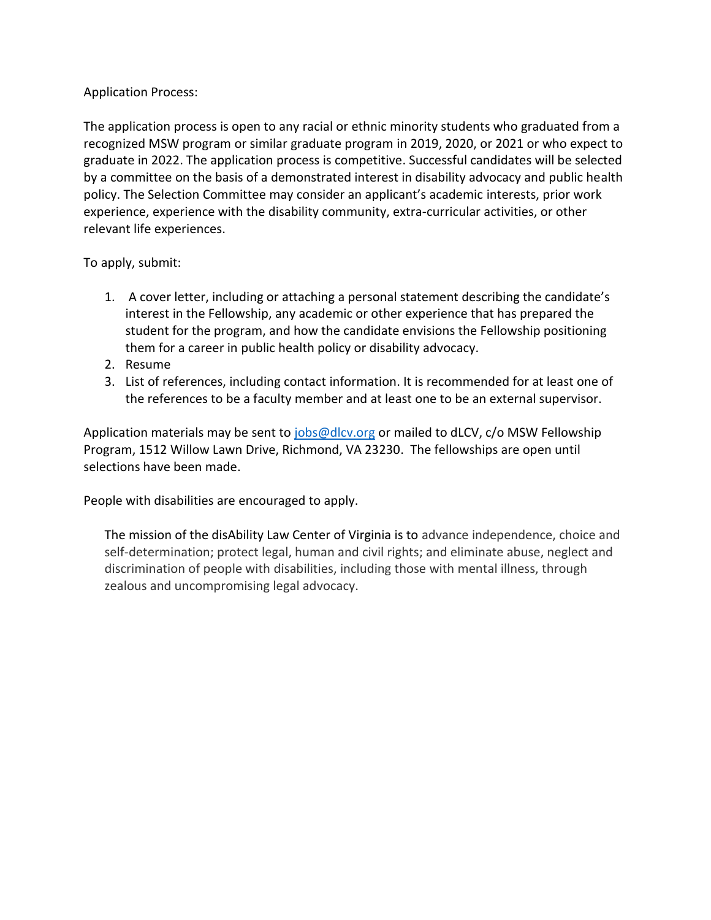Application Process:

The application process is open to any racial or ethnic minority students who graduated from a recognized MSW program or similar graduate program in 2019, 2020, or 2021 or who expect to graduate in 2022. The application process is competitive. Successful candidates will be selected by a committee on the basis of a demonstrated interest in disability advocacy and public health policy. The Selection Committee may consider an applicant's academic interests, prior work experience, experience with the disability community, extra-curricular activities, or other relevant life experiences.

To apply, submit:

1. A cover letter, including or attaching a personal statement describing the candidate's interest in the Fellowship, any academic or other experience that has prepared the student for the program, and how the candidate envisions the Fellowship positioning them for a career in public health policy or disability advocacy.
2. Resume
3. List of references, including contact information. It is recommended for at least one of the references to be a faculty member and at least one to be an external supervisor.

Application materials may be sent to jobs@dlcv.org or mailed to dLCV, c/o MSW Fellowship Program, 1512 Willow Lawn Drive, Richmond, VA 23230. The fellowships are open until selections have been made.

People with disabilities are encouraged to apply.

The mission of the disAbility Law Center of Virginia is to advance independence, choice and self-determination; protect legal, human and civil rights; and eliminate abuse, neglect and discrimination of people with disabilities, including those with mental illness, through zealous and uncompromising legal advocacy.